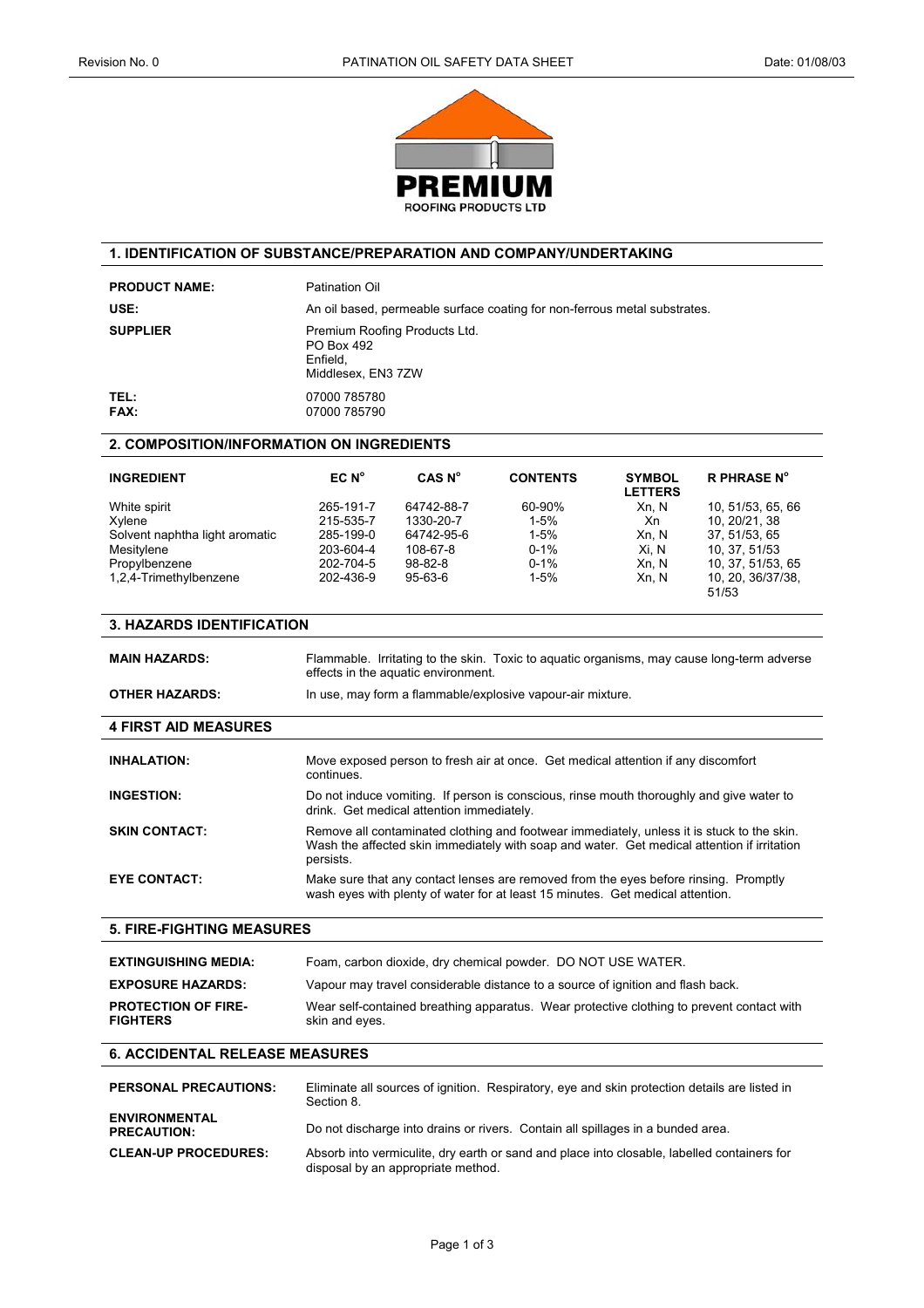PREMIUM
ROOFING PRODUCTS LTD

## 1. IDENTIFICATION OF SUBSTANCE/PREPARATION AND COMPANY/UNDERTAKING

| | |
|---|---|
| **PRODUCT NAME:** | Patination Oil |
| **USE:** | An oil based, permeable surface coating for non-ferrous metal substrates. |
| **SUPPLIER** | Premium Roofing Products Ltd.<br>PO Box 492<br>Enfield,<br>Middlesex, EN3 7ZW |
| **TEL:** | 07000 785780 |
| **FAX:** | 07000 785790 |

## 2. COMPOSITION/INFORMATION ON INGREDIENTS

| INGREDIENT | EC N° | CAS N° | CONTENTS | SYMBOL LETTERS | R PHRASE N° |
|---|---|---|---|---|---|
| White spirit | 265-191-7 | 64742-88-7 | 60-90% | Xn, N | 10, 51/53, 65, 66 |
| Xylene | 215-535-7 | 1330-20-7 | 1-5% | Xn | 10, 20/21, 38 |
| Solvent naphtha light aromatic | 285-199-0 | 64742-95-6 | 1-5% | Xn, N | 37, 51/53, 65 |
| Mesitylene | 203-604-4 | 108-67-8 | 0-1% | Xi, N | 10, 37, 51/53 |
| Propylbenzene | 202-704-5 | 98-82-8 | 0-1% | Xn, N | 10, 37, 51/53, 65 |
| 1,2,4-Trimethylbenzene | 202-436-9 | 95-63-6 | 1-5% | Xn, N | 10, 20, 36/37/38, 51/53 |

## 3. HAZARDS IDENTIFICATION

| | |
|---|---|
| **MAIN HAZARDS:** | Flammable. Irritating to the skin. Toxic to aquatic organisms, may cause long-term adverse effects in the aquatic environment. |
| **OTHER HAZARDS:** | In use, may form a flammable/explosive vapour-air mixture. |

## 4 FIRST AID MEASURES

| | |
|---|---|
| **INHALATION:** | Move exposed person to fresh air at once. Get medical attention if any discomfort continues. |
| **INGESTION:** | Do not induce vomiting. If person is conscious, rinse mouth thoroughly and give water to drink. Get medical attention immediately. |
| **SKIN CONTACT:** | Remove all contaminated clothing and footwear immediately, unless it is stuck to the skin. Wash the affected skin immediately with soap and water. Get medical attention if irritation persists. |
| **EYE CONTACT:** | Make sure that any contact lenses are removed from the eyes before rinsing. Promptly wash eyes with plenty of water for at least 15 minutes. Get medical attention. |

## 5. FIRE-FIGHTING MEASURES

| | |
|---|---|
| **EXTINGUISHING MEDIA:** | Foam, carbon dioxide, dry chemical powder. DO NOT USE WATER. |
| **EXPOSURE HAZARDS:** | Vapour may travel considerable distance to a source of ignition and flash back. |
| **PROTECTION OF FIRE-FIGHTERS** | Wear self-contained breathing apparatus. Wear protective clothing to prevent contact with skin and eyes. |

## 6. ACCIDENTAL RELEASE MEASURES

| | |
|---|---|
| **PERSONAL PRECAUTIONS:** | Eliminate all sources of ignition. Respiratory, eye and skin protection details are listed in Section 8. |
| **ENVIRONMENTAL PRECAUTION:** | Do not discharge into drains or rivers. Contain all spillages in a bunded area. |
| **CLEAN-UP PROCEDURES:** | Absorb into vermiculite, dry earth or sand and place into closable, labelled containers for disposal by an appropriate method. |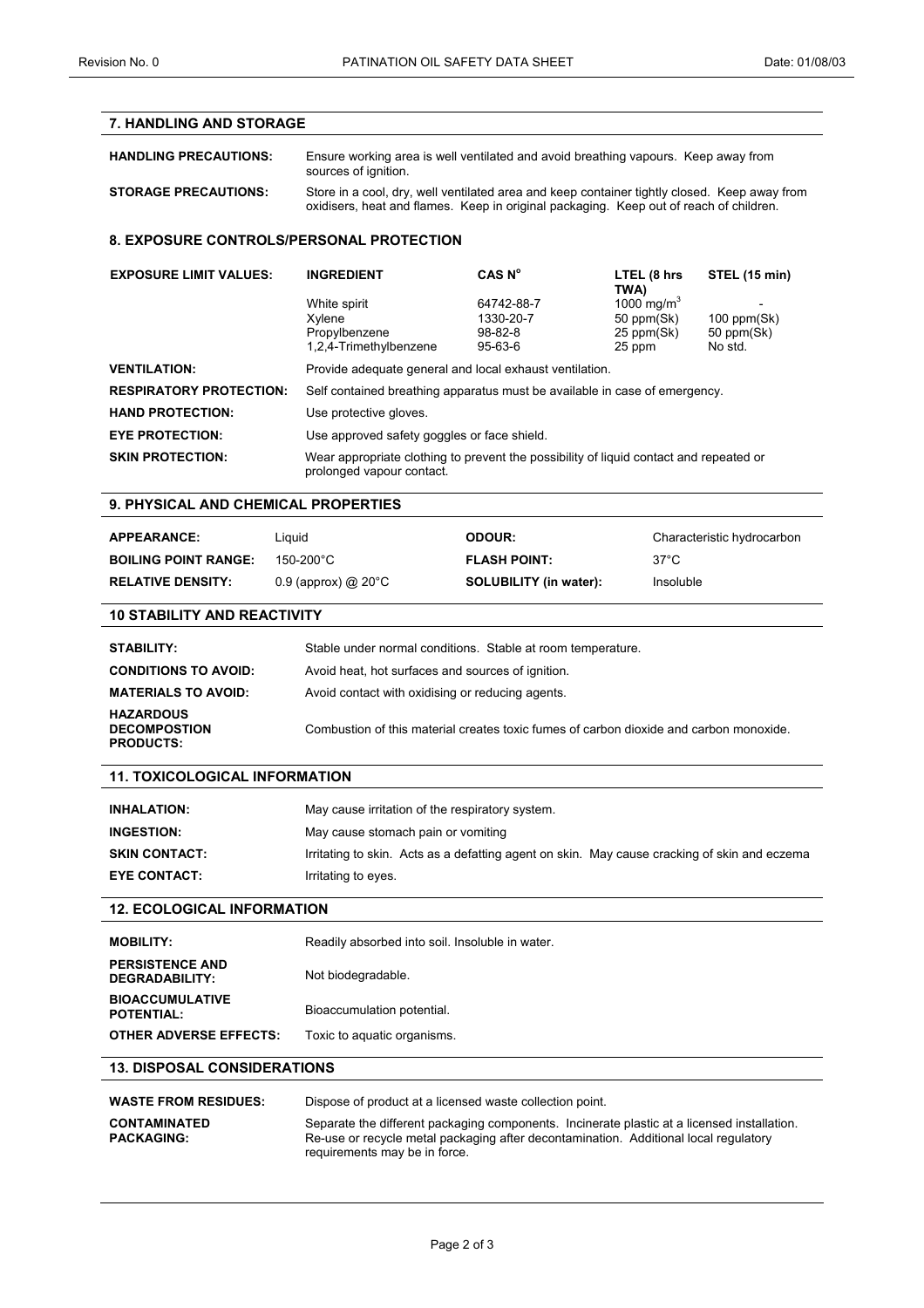## 7. HANDLING AND STORAGE

| | |
|---|---|
| **HANDLING PRECAUTIONS:** | Ensure working area is well ventilated and avoid breathing vapours. Keep away from sources of ignition. |
| **STORAGE PRECAUTIONS:** | Store in a cool, dry, well ventilated area and keep container tightly closed. Keep away from oxidisers, heat and flames. Keep in original packaging. Keep out of reach of children. |

## 8. EXPOSURE CONTROLS/PERSONAL PROTECTION

| **EXPOSURE LIMIT VALUES:** | **INGREDIENT** | **CAS N°** | **LTEL (8 hrs TWA)** | **STEL (15 min)** |
|---|---|---|---|---|
| | White spirit | 64742-88-7 | 1000 $mg/m^3$ | - |
| | Xylene | 1330-20-7 | 50 ppm(Sk) | 100 ppm(Sk) |
| | Propylbenzene | 98-82-8 | 25 ppm(Sk) | 50 ppm(Sk) |
| | 1,2,4-Trimethylbenzene | 95-63-6 | 25 ppm | No std. |

| | |
|---|---|
| **VENTILATION:** | Provide adequate general and local exhaust ventilation. |
| **RESPIRATORY PROTECTION:** | Self contained breathing apparatus must be available in case of emergency. |
| **HAND PROTECTION:** | Use protective gloves. |
| **EYE PROTECTION:** | Use approved safety goggles or face shield. |
| **SKIN PROTECTION:** | Wear appropriate clothing to prevent the possibility of liquid contact and repeated or prolonged vapour contact. |

## 9. PHYSICAL AND CHEMICAL PROPERTIES

| | | | |
|---|---|---|---|
| **APPEARANCE:** | Liquid | **ODOUR:** | Characteristic hydrocarbon |
| **BOILING POINT RANGE:** | 150-200°C | **FLASH POINT:** | 37°C |
| **RELATIVE DENSITY:** | 0.9 (approx) @ 20°C | **SOLUBILITY (in water):** | Insoluble |

## 10 STABILITY AND REACTIVITY

| | |
|---|---|
| **STABILITY:** | Stable under normal conditions. Stable at room temperature. |
| **CONDITIONS TO AVOID:** | Avoid heat, hot surfaces and sources of ignition. |
| **MATERIALS TO AVOID:** | Avoid contact with oxidising or reducing agents. |
| **HAZARDOUS DECOMPOSTION PRODUCTS:** | Combustion of this material creates toxic fumes of carbon dioxide and carbon monoxide. |

## 11. TOXICOLOGICAL INFORMATION

| | |
|---|---|
| **INHALATION:** | May cause irritation of the respiratory system. |
| **INGESTION:** | May cause stomach pain or vomiting |
| **SKIN CONTACT:** | Irritating to skin. Acts as a defatting agent on skin. May cause cracking of skin and eczema |
| **EYE CONTACT:** | Irritating to eyes. |

## 12. ECOLOGICAL INFORMATION

| | |
|---|---|
| **MOBILITY:** | Readily absorbed into soil. Insoluble in water. |
| **PERSISTENCE AND DEGRADABILITY:** | Not biodegradable. |
| **BIOACCUMULATIVE POTENTIAL:** | Bioaccumulation potential. |
| **OTHER ADVERSE EFFECTS:** | Toxic to aquatic organisms. |

## 13. DISPOSAL CONSIDERATIONS

| | |
|---|---|
| **WASTE FROM RESIDUES:** | Dispose of product at a licensed waste collection point. |
| **CONTAMINATED PACKAGING:** | Separate the different packaging components. Incinerate plastic at a licensed installation. Re-use or recycle metal packaging after decontamination. Additional local regulatory requirements may be in force. |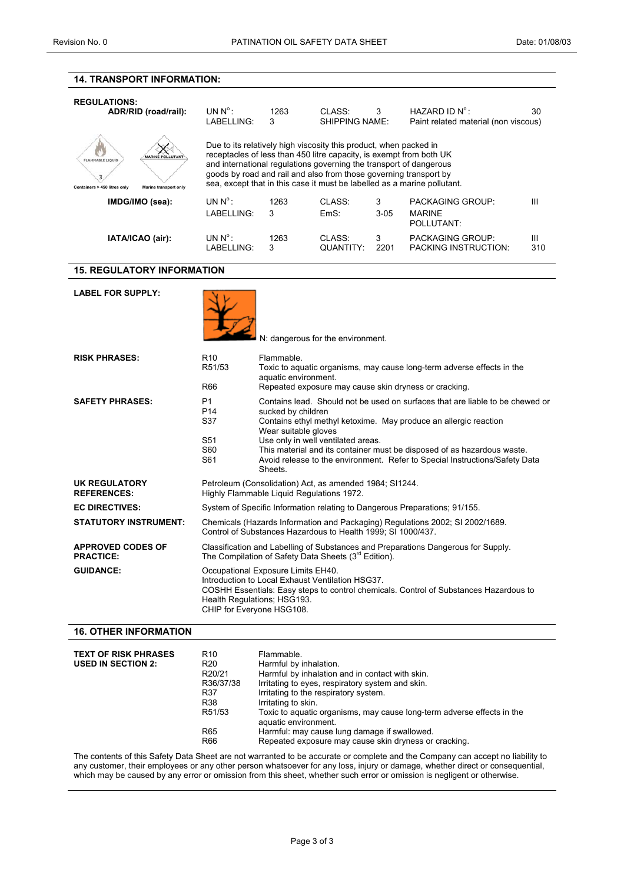## 14. TRANSPORT INFORMATION:

**REGULATIONS:**

**ADR/RID (road/rail):**

| | | | | | |
|---|---|---|---|---|---|
| UN N°: | 1263 | CLASS: | 3 | HAZARD ID N°: | 30 |
| LABELLING: | 3 | SHIPPING NAME: | | Paint related material (non viscous) | |

FLAMMABLE LIQUID 3 — Containers > 450 litres only

MARINE POLLUTANT — Marine transport only

Due to its relatively high viscosity this product, when packed in receptacles of less than 450 litre capacity, is exempt from both UK and international regulations governing the transport of dangerous goods by road and rail and also from those governing transport by sea, except that in this case it must be labelled as a marine pollutant.

**IMDG/IMO (sea):**

| | | | | | |
|---|---|---|---|---|---|
| UN N°: | 1263 | CLASS: | 3 | PACKAGING GROUP: | III |
| LABELLING: | 3 | EmS: | 3-05 | MARINE POLLUTANT: | |

**IATA/ICAO (air):**

| | | | | | |
|---|---|---|---|---|---|
| UN N°: | 1263 | CLASS: | 3 | PACKAGING GROUP: | III |
| LABELLING: | 3 | QUANTITY: | 2201 | PACKING INSTRUCTION: | 310 |

## 15. REGULATORY INFORMATION

**LABEL FOR SUPPLY:**

N: dangerous for the environment.

**RISK PHRASES:**

| | |
|---|---|
| R10 | Flammable. |
| R51/53 | Toxic to aquatic organisms, may cause long-term adverse effects in the aquatic environment. |
| R66 | Repeated exposure may cause skin dryness or cracking. |

**SAFETY PHRASES:**

| | |
|---|---|
| P1 | Contains lead. Should not be used on surfaces that are liable to be chewed or sucked by children |
| P14 | Contains ethyl methyl ketoxime. May produce an allergic reaction |
| S37 | Wear suitable gloves |
| S51 | Use only in well ventilated areas. |
| S60 | This material and its container must be disposed of as hazardous waste. |
| S61 | Avoid release to the environment. Refer to Special Instructions/Safety Data Sheets. |

**UK REGULATORY REFERENCES:** Petroleum (Consolidation) Act, as amended 1984; SI1244.
Highly Flammable Liquid Regulations 1972.

**EC DIRECTIVES:** System of Specific Information relating to Dangerous Preparations; 91/155.

**STATUTORY INSTRUMENT:** Chemicals (Hazards Information and Packaging) Regulations 2002; SI 2002/1689.
Control of Substances Hazardous to Health 1999; SI 1000/437.

**APPROVED CODES OF PRACTICE:** Classification and Labelling of Substances and Preparations Dangerous for Supply.
The Compilation of Safety Data Sheets (3rd Edition).

**GUIDANCE:** Occupational Exposure Limits EH40.
Introduction to Local Exhaust Ventilation HSG37.
COSHH Essentials: Easy steps to control chemicals. Control of Substances Hazardous to Health Regulations; HSG193.
CHIP for Everyone HSG108.

## 16. OTHER INFORMATION

**TEXT OF RISK PHRASES USED IN SECTION 2:**

| | |
|---|---|
| R10 | Flammable. |
| R20 | Harmful by inhalation. |
| R20/21 | Harmful by inhalation and in contact with skin. |
| R36/37/38 | Irritating to eyes, respiratory system and skin. |
| R37 | Irritating to the respiratory system. |
| R38 | Irritating to skin. |
| R51/53 | Toxic to aquatic organisms, may cause long-term adverse effects in the aquatic environment. |
| R65 | Harmful: may cause lung damage if swallowed. |
| R66 | Repeated exposure may cause skin dryness or cracking. |

The contents of this Safety Data Sheet are not warranted to be accurate or complete and the Company can accept no liability to any customer, their employees or any other person whatsoever for any loss, injury or damage, whether direct or consequential, which may be caused by any error or omission from this sheet, whether such error or omission is negligent or otherwise.